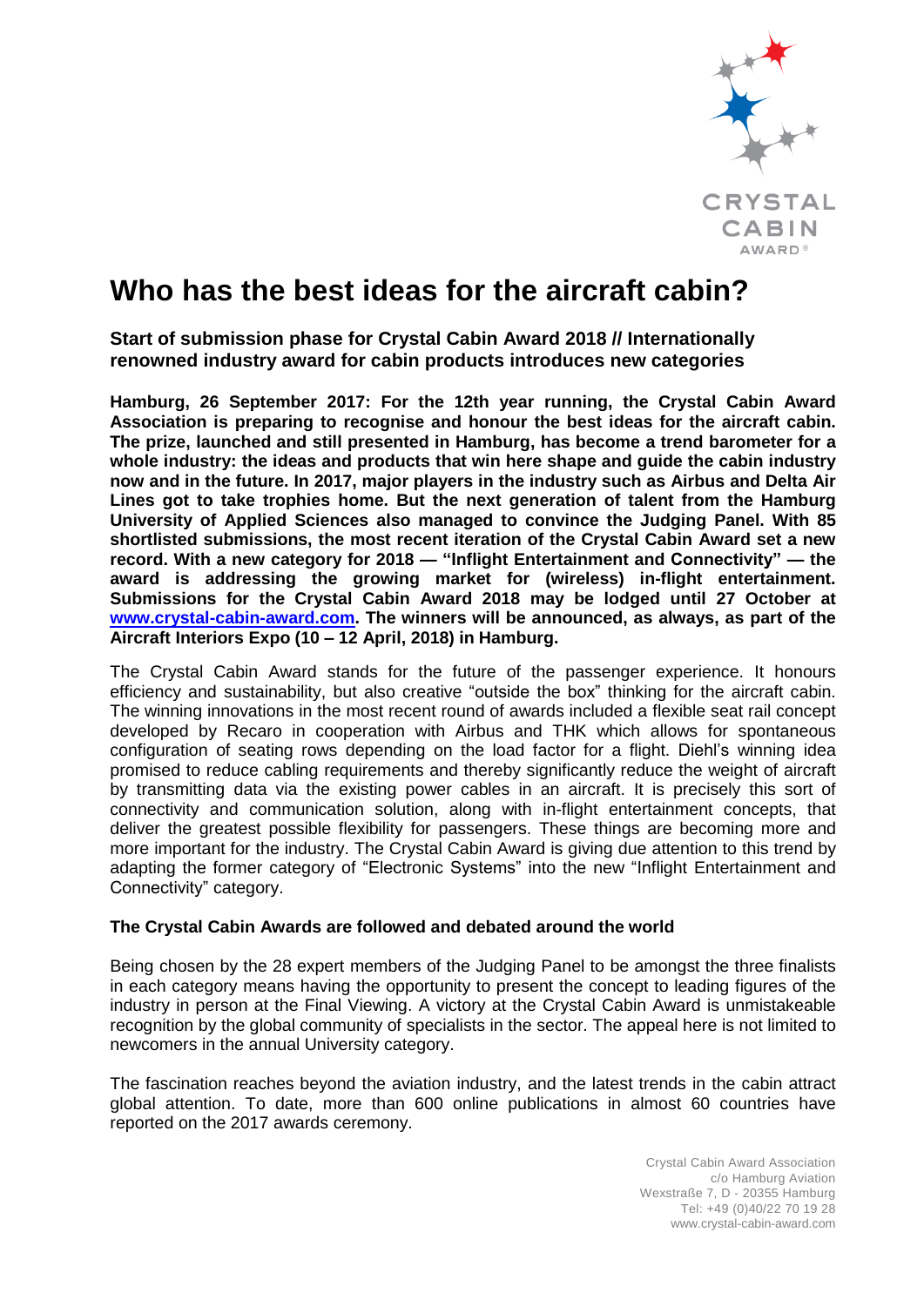# Who has the best ideas for the aircraft cabin?

**Start of submission phase for Crystal Cabin Award 2018 // Internationally renowned industry award for cabin products introduces new categories**

**Hamburg, 26 September 2017: For the 12th year running, the Crystal Cabin Award Association is preparing to recognise and honour the best ideas for the aircraft cabin. The prize, launched and still presented in Hamburg, has become a trend barometer for a whole industry: the ideas and products that win here shape and guide the cabin industry now and in the future. In 2017, major players in the industry such as Airbus and Delta Air Lines got to take trophies home. But the next generation of talent from the Hamburg University of Applied Sciences also managed to convince the Judging Panel. With 85 shortlisted submissions, the most recent iteration of the Crystal Cabin Award set a new record. With a new category for 2018 — "Inflight Entertainment and Connectivity" — the award is addressing the growing market for (wireless) in-flight entertainment. Submissions for the Crystal Cabin Award 2018 may be lodged until 27 October at [www.crystal-cabin-award.com](http://www.crystal-cabin-award.com). The winners will be announced, as always, as part of the Aircraft Interiors Expo (10 – 12 April, 2018) in Hamburg.**

The Crystal Cabin Award stands for the future of the passenger experience. It honours efficiency and sustainability, but also creative "outside the box" thinking for the aircraft cabin. The winning innovations in the most recent round of awards included a flexible seat rail concept developed by Recaro in cooperation with Airbus and THK which allows for spontaneous configuration of seating rows depending on the load factor for a flight. Diehl's winning idea promised to reduce cabling requirements and thereby significantly reduce the weight of aircraft by transmitting data via the existing power cables in an aircraft. It is precisely this sort of connectivity and communication solution, along with in-flight entertainment concepts, that deliver the greatest possible flexibility for passengers. These things are becoming more and more important for the industry. The Crystal Cabin Award is giving due attention to this trend by adapting the former category of "Electronic Systems" into the new "Inflight Entertainment and Connectivity" category.

### The Crystal Cabin Awards are followed and debated around the world

Being chosen by the 28 expert members of the Judging Panel to be amongst the three finalists in each category means having the opportunity to present the concept to leading figures of the industry in person at the Final Viewing. A victory at the Crystal Cabin Award is unmistakeable recognition by the global community of specialists in the sector. The appeal here is not limited to newcomers in the annual University category.

The fascination reaches beyond the aviation industry, and the latest trends in the cabin attract global attention. To date, more than 600 online publications in almost 60 countries have reported on the 2017 awards ceremony.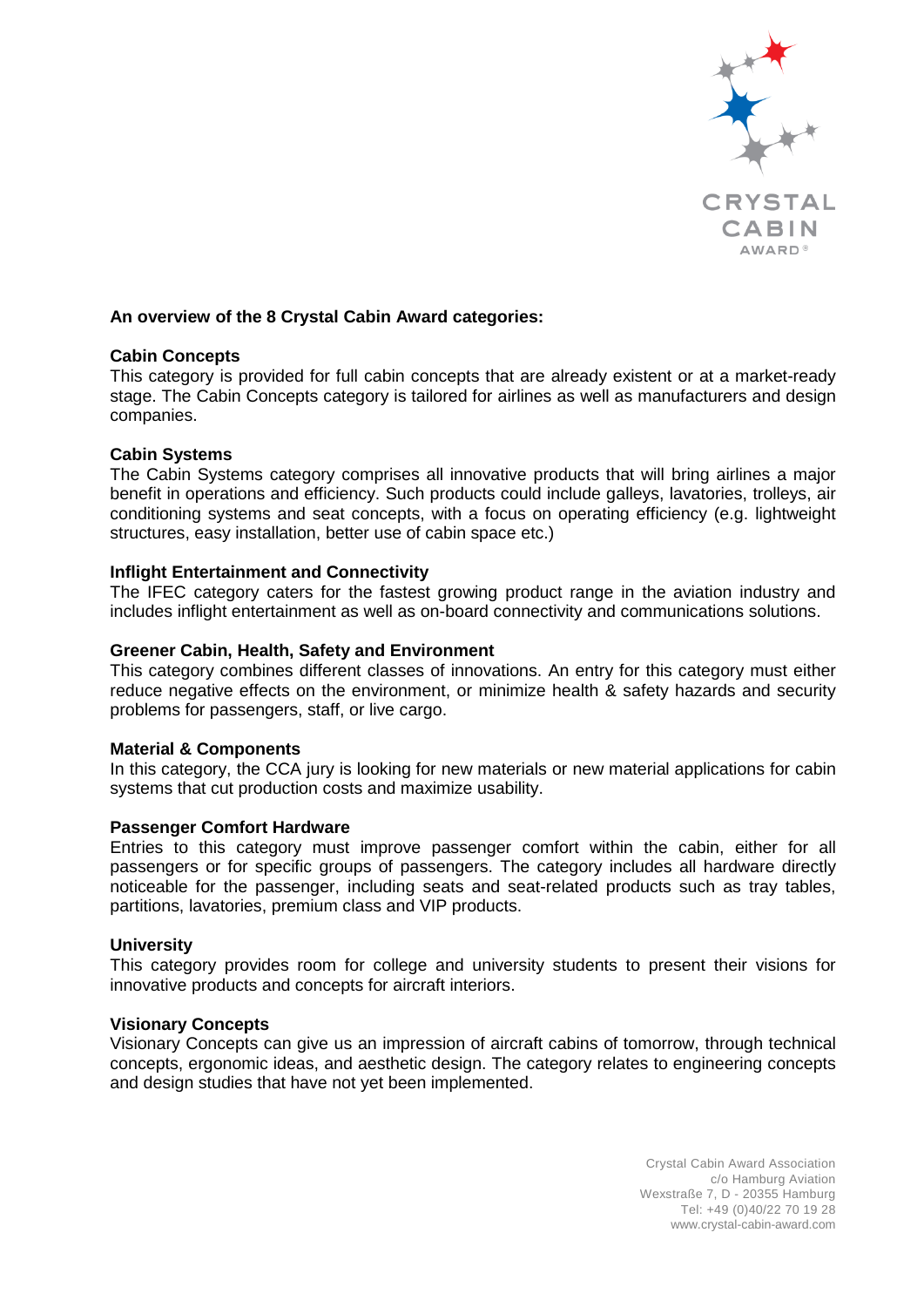**An overview of the 8 Crystal Cabin Award categories:**

**Cabin Concepts**

This category is provided for full cabin concepts that are already existent or at a market-ready stage. The Cabin Concepts category is tailored for airlines as well as manufacturers and design companies.

**Cabin Systems**

The Cabin Systems category comprises all innovative products that will bring airlines a major benefit in operations and efficiency. Such products could include galleys, lavatories, trolleys, air conditioning systems and seat concepts, with a focus on operating efficiency (e.g. lightweight structures, easy installation, better use of cabin space etc.)

**Inflight Entertainment and Connectivity**

The IFEC category caters for the fastest growing product range in the aviation industry and includes inflight entertainment as well as on-board connectivity and communications solutions.

**Greener Cabin, Health, Safety and Environment**

This category combines different classes of innovations. An entry for this category must either reduce negative effects on the environment, or minimize health & safety hazards and security problems for passengers, staff, or live cargo.

**Material & Components**

In this category, the CCA jury is looking for new materials or new material applications for cabin systems that cut production costs and maximize usability.

**Passenger Comfort Hardware**

Entries to this category must improve passenger comfort within the cabin, either for all passengers or for specific groups of passengers. The category includes all hardware directly noticeable for the passenger, including seats and seat-related products such as tray tables, partitions, lavatories, premium class and VIP products.

**University**

This category provides room for college and university students to present their visions for innovative products and concepts for aircraft interiors.

**Visionary Concepts**

Visionary Concepts can give us an impression of aircraft cabins of tomorrow, through technical concepts, ergonomic ideas, and aesthetic design. The category relates to engineering concepts and design studies that have not yet been implemented.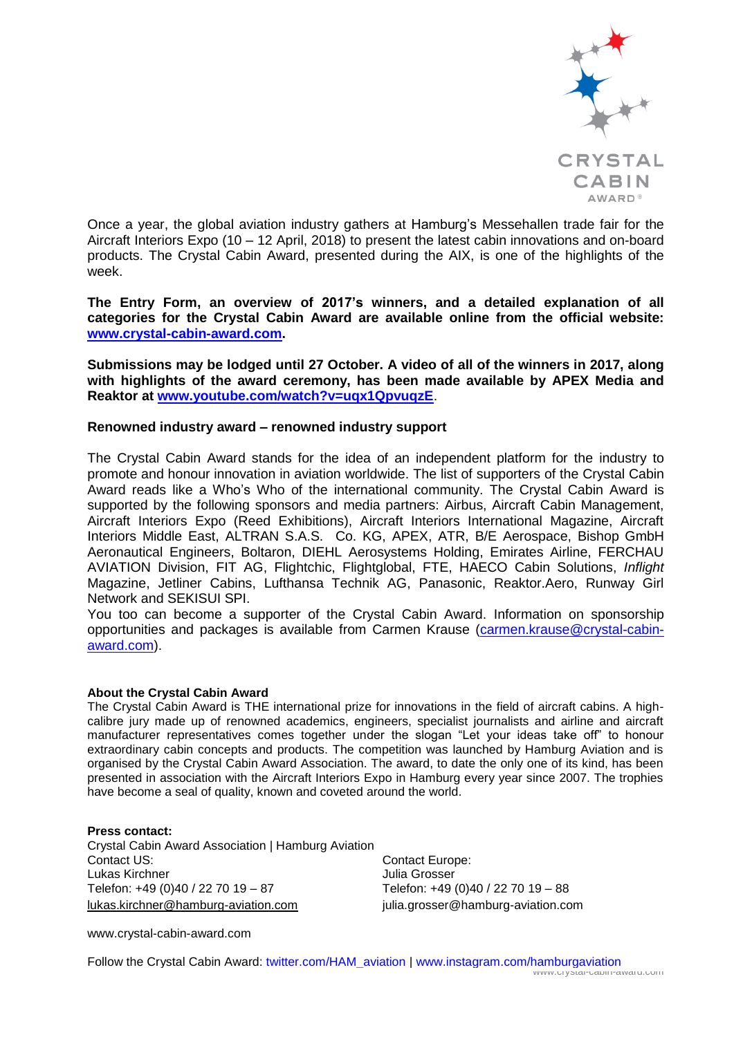Once a year, the global aviation industry gathers at Hamburg's Messehallen trade fair for the Aircraft Interiors Expo (10 – 12 April, 2018) to present the latest cabin innovations and on-board products. The Crystal Cabin Award, presented during the AIX, is one of the highlights of the week.

**The Entry Form, an overview of 2017's winners, and a detailed explanation of all categories for the Crystal Cabin Award are available online from the official website: www.crystal-cabin-award.com.**

**Submissions may be lodged until 27 October. A video of all of the winners in 2017, along with highlights of the award ceremony, has been made available by APEX Media and Reaktor at www.youtube.com/watch?v=uqx1QpvuqzE.**

**Renowned industry award – renowned industry support**

The Crystal Cabin Award stands for the idea of an independent platform for the industry to promote and honour innovation in aviation worldwide. The list of supporters of the Crystal Cabin Award reads like a Who's Who of the international community. The Crystal Cabin Award is supported by the following sponsors and media partners: Airbus, Aircraft Cabin Management, Aircraft Interiors Expo (Reed Exhibitions), Aircraft Interiors International Magazine, Aircraft Interiors Middle East, ALTRAN S.A.S. Co. KG, APEX, ATR, B/E Aerospace, Bishop GmbH Aeronautical Engineers, Boltaron, DIEHL Aerosystems Holding, Emirates Airline, FERCHAU AVIATION Division, FIT AG, Flightchic, Flightglobal, FTE, HAECO Cabin Solutions, *Inflight* Magazine, Jetliner Cabins, Lufthansa Technik AG, Panasonic, Reaktor.Aero, Runway Girl Network and SEKISUI SPI.
You too can become a supporter of the Crystal Cabin Award. Information on sponsorship opportunities and packages is available from Carmen Krause (carmen.krause@crystal-cabin-award.com).

**About the Crystal Cabin Award**
The Crystal Cabin Award is THE international prize for innovations in the field of aircraft cabins. A high-calibre jury made up of renowned academics, engineers, specialist journalists and airline and aircraft manufacturer representatives comes together under the slogan "Let your ideas take off" to honour extraordinary cabin concepts and products. The competition was launched by Hamburg Aviation and is organised by the Crystal Cabin Award Association. The award, to date the only one of its kind, has been presented in association with the Aircraft Interiors Expo in Hamburg every year since 2007. The trophies have become a seal of quality, known and coveted around the world.

**Press contact:**
Crystal Cabin Award Association | Hamburg Aviation

Contact US:
Lukas Kirchner
Telefon: +49 (0)40 / 22 70 19 – 87
lukas.kirchner@hamburg-aviation.com

Contact Europe:
Julia Grosser
Telefon: +49 (0)40 / 22 70 19 – 88
julia.grosser@hamburg-aviation.com

www.crystal-cabin-award.com

Follow the Crystal Cabin Award: twitter.com/HAM_aviation | www.instagram.com/hamburgaviation